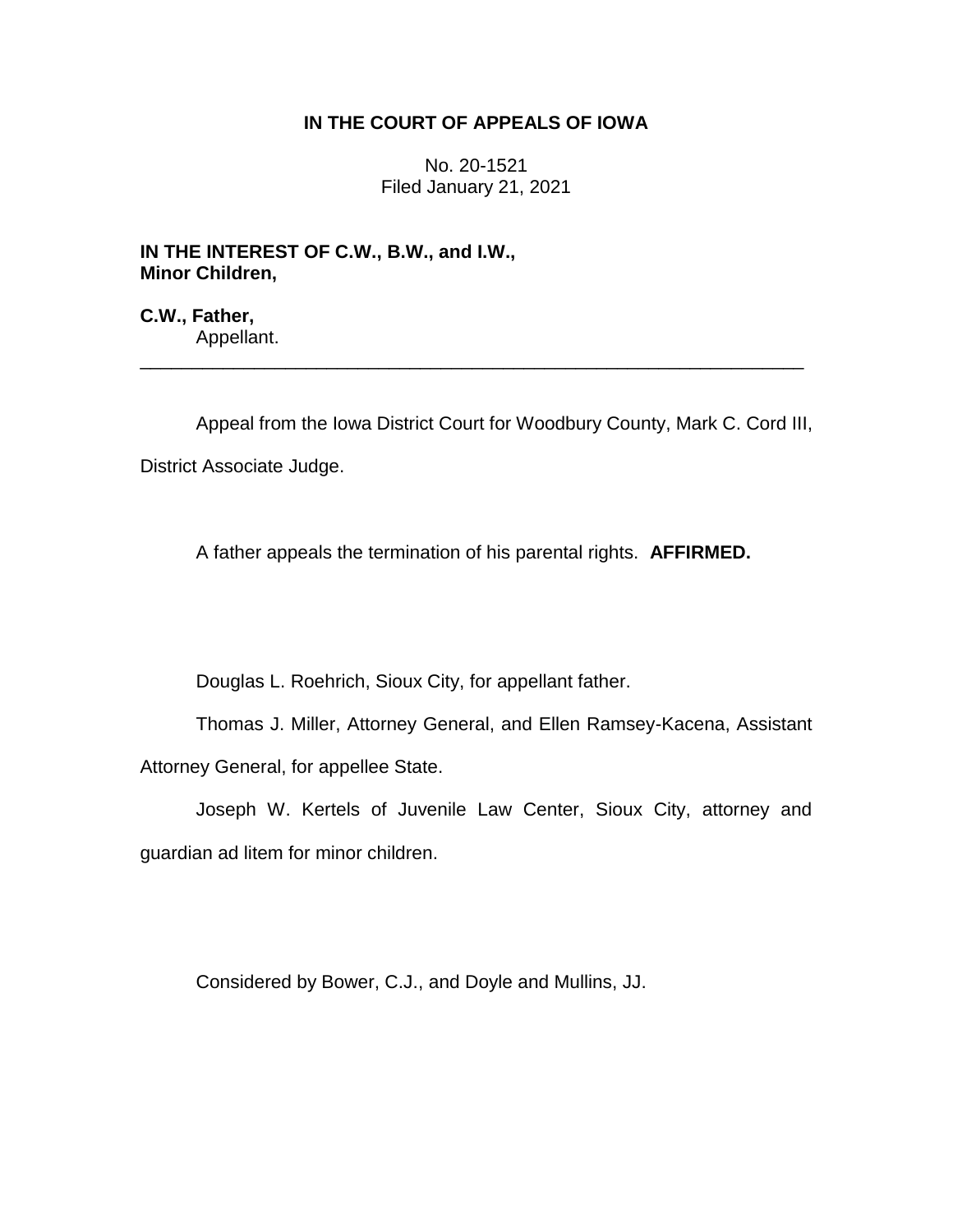**IN THE COURT OF APPEALS OF IOWA**

No. 20-1521
Filed January 21, 2021

**IN THE INTEREST OF C.W., B.W., and I.W., Minor Children,**

**C.W., Father,**
Appellant.

---

Appeal from the Iowa District Court for Woodbury County, Mark C. Cord III, District Associate Judge.

A father appeals the termination of his parental rights. **AFFIRMED.**

Douglas L. Roehrich, Sioux City, for appellant father.

Thomas J. Miller, Attorney General, and Ellen Ramsey-Kacena, Assistant Attorney General, for appellee State.

Joseph W. Kertels of Juvenile Law Center, Sioux City, attorney and guardian ad litem for minor children.

Considered by Bower, C.J., and Doyle and Mullins, JJ.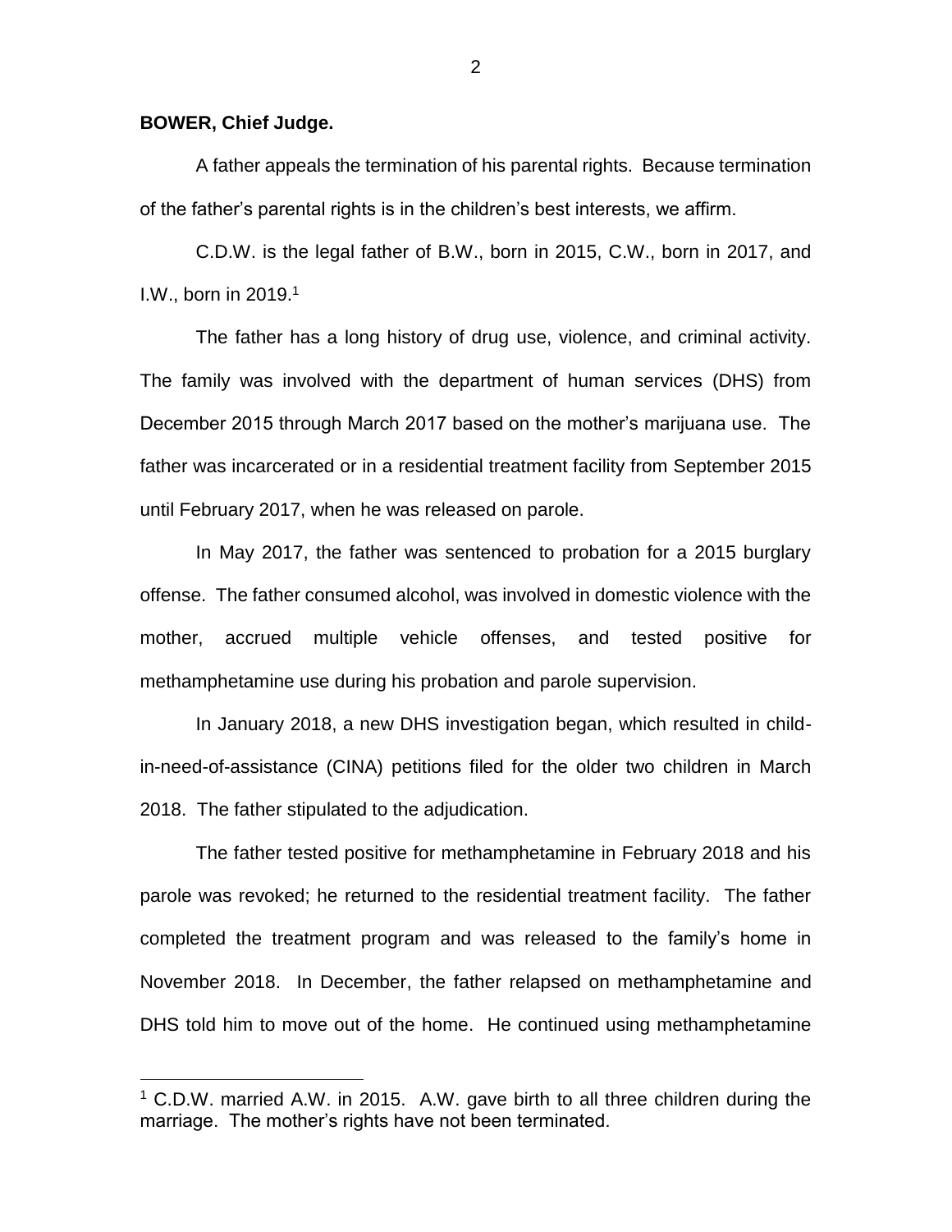**BOWER, Chief Judge.**

A father appeals the termination of his parental rights. Because termination of the father's parental rights is in the children's best interests, we affirm.

C.D.W. is the legal father of B.W., born in 2015, C.W., born in 2017, and I.W., born in 2019.[1]

The father has a long history of drug use, violence, and criminal activity. The family was involved with the department of human services (DHS) from December 2015 through March 2017 based on the mother's marijuana use. The father was incarcerated or in a residential treatment facility from September 2015 until February 2017, when he was released on parole.

In May 2017, the father was sentenced to probation for a 2015 burglary offense. The father consumed alcohol, was involved in domestic violence with the mother, accrued multiple vehicle offenses, and tested positive for methamphetamine use during his probation and parole supervision.

In January 2018, a new DHS investigation began, which resulted in child-in-need-of-assistance (CINA) petitions filed for the older two children in March 2018. The father stipulated to the adjudication.

The father tested positive for methamphetamine in February 2018 and his parole was revoked; he returned to the residential treatment facility. The father completed the treatment program and was released to the family's home in November 2018. In December, the father relapsed on methamphetamine and DHS told him to move out of the home. He continued using methamphetamine

[1] C.D.W. married A.W. in 2015. A.W. gave birth to all three children during the marriage. The mother's rights have not been terminated.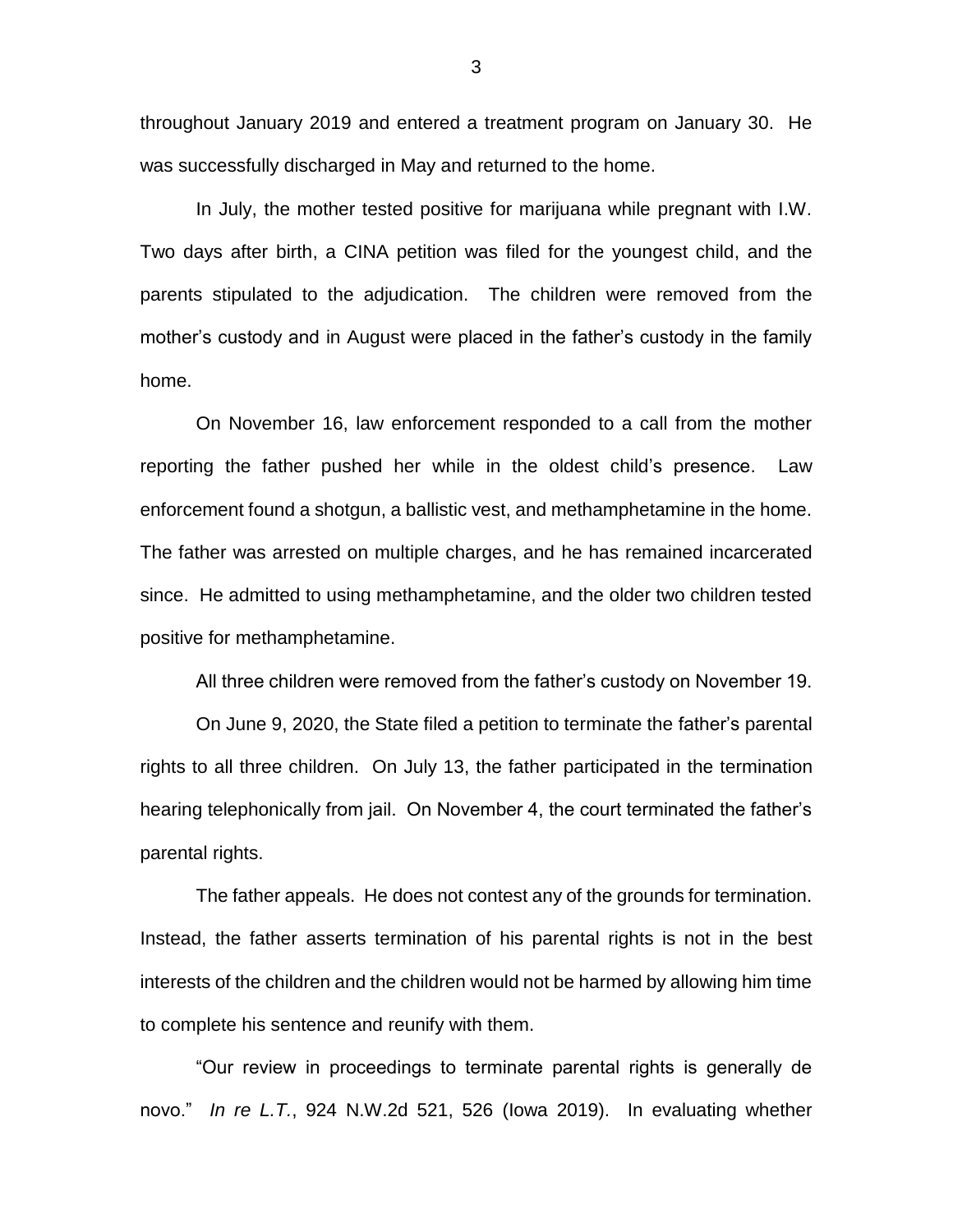throughout January 2019 and entered a treatment program on January 30. He was successfully discharged in May and returned to the home.

In July, the mother tested positive for marijuana while pregnant with I.W. Two days after birth, a CINA petition was filed for the youngest child, and the parents stipulated to the adjudication. The children were removed from the mother's custody and in August were placed in the father's custody in the family home.

On November 16, law enforcement responded to a call from the mother reporting the father pushed her while in the oldest child's presence. Law enforcement found a shotgun, a ballistic vest, and methamphetamine in the home. The father was arrested on multiple charges, and he has remained incarcerated since. He admitted to using methamphetamine, and the older two children tested positive for methamphetamine.

All three children were removed from the father's custody on November 19.

On June 9, 2020, the State filed a petition to terminate the father's parental rights to all three children. On July 13, the father participated in the termination hearing telephonically from jail. On November 4, the court terminated the father's parental rights.

The father appeals. He does not contest any of the grounds for termination. Instead, the father asserts termination of his parental rights is not in the best interests of the children and the children would not be harmed by allowing him time to complete his sentence and reunify with them.

"Our review in proceedings to terminate parental rights is generally de novo." *In re L.T.*, 924 N.W.2d 521, 526 (Iowa 2019). In evaluating whether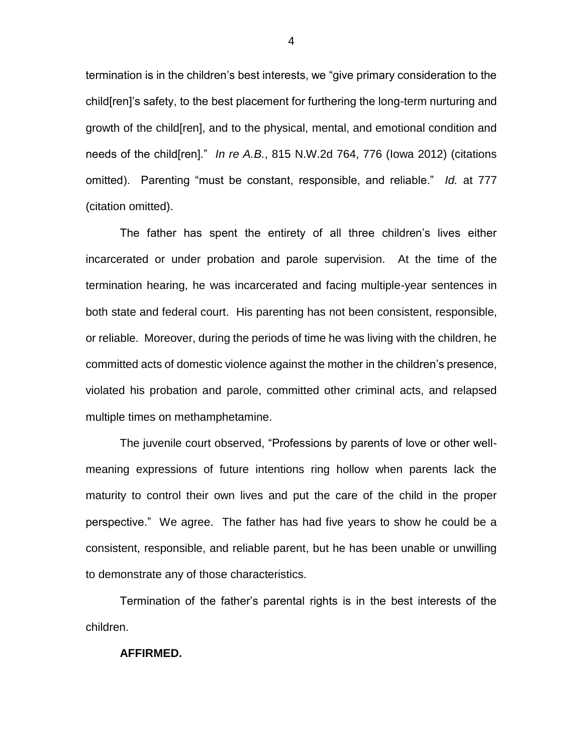termination is in the children's best interests, we "give primary consideration to the child[ren]'s safety, to the best placement for furthering the long-term nurturing and growth of the child[ren], and to the physical, mental, and emotional condition and needs of the child[ren]." *In re A.B.*, 815 N.W.2d 764, 776 (Iowa 2012) (citations omitted). Parenting "must be constant, responsible, and reliable." *Id.* at 777 (citation omitted).

The father has spent the entirety of all three children's lives either incarcerated or under probation and parole supervision. At the time of the termination hearing, he was incarcerated and facing multiple-year sentences in both state and federal court. His parenting has not been consistent, responsible, or reliable. Moreover, during the periods of time he was living with the children, he committed acts of domestic violence against the mother in the children's presence, violated his probation and parole, committed other criminal acts, and relapsed multiple times on methamphetamine.

The juvenile court observed, "Professions by parents of love or other well-meaning expressions of future intentions ring hollow when parents lack the maturity to control their own lives and put the care of the child in the proper perspective." We agree. The father has had five years to show he could be a consistent, responsible, and reliable parent, but he has been unable or unwilling to demonstrate any of those characteristics.

Termination of the father's parental rights is in the best interests of the children.

**AFFIRMED.**